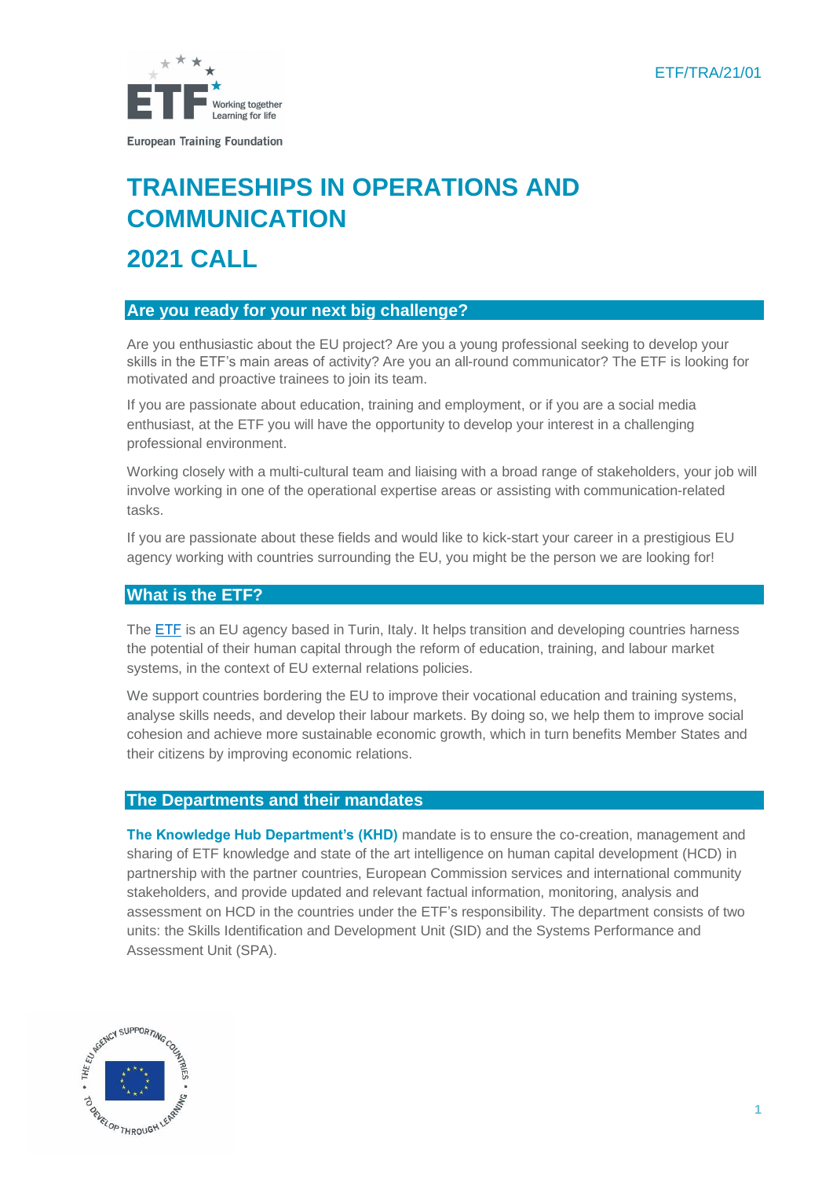ETF/TRA/21/01

European Training Foundation

# TRAINEESHIPS IN OPERATIONS AND COMMUNICATION

# 2021 CALL

## Are you ready for your next big challenge?

Are you enthusiastic about the EU project? Are you a young professional seeking to develop your skills in the ETF's main areas of activity? Are you an all-round communicator? The ETF is looking for motivated and proactive trainees to join its team.

If you are passionate about education, training and employment, or if you are a social media enthusiast, at the ETF you will have the opportunity to develop your interest in a challenging professional environment.

Working closely with a multi-cultural team and liaising with a broad range of stakeholders, your job will involve working in one of the operational expertise areas or assisting with communication-related tasks.

If you are passionate about these fields and would like to kick-start your career in a prestigious EU agency working with countries surrounding the EU, you might be the person we are looking for!

## What is the ETF?

The ETF is an EU agency based in Turin, Italy. It helps transition and developing countries harness the potential of their human capital through the reform of education, training, and labour market systems, in the context of EU external relations policies.

We support countries bordering the EU to improve their vocational education and training systems, analyse skills needs, and develop their labour markets. By doing so, we help them to improve social cohesion and achieve more sustainable economic growth, which in turn benefits Member States and their citizens by improving economic relations.

## The Departments and their mandates

**The Knowledge Hub Department's (KHD)** mandate is to ensure the co-creation, management and sharing of ETF knowledge and state of the art intelligence on human capital development (HCD) in partnership with the partner countries, European Commission services and international community stakeholders, and provide updated and relevant factual information, monitoring, analysis and assessment on HCD in the countries under the ETF's responsibility. The department consists of two units: the Skills Identification and Development Unit (SID) and the Systems Performance and Assessment Unit (SPA).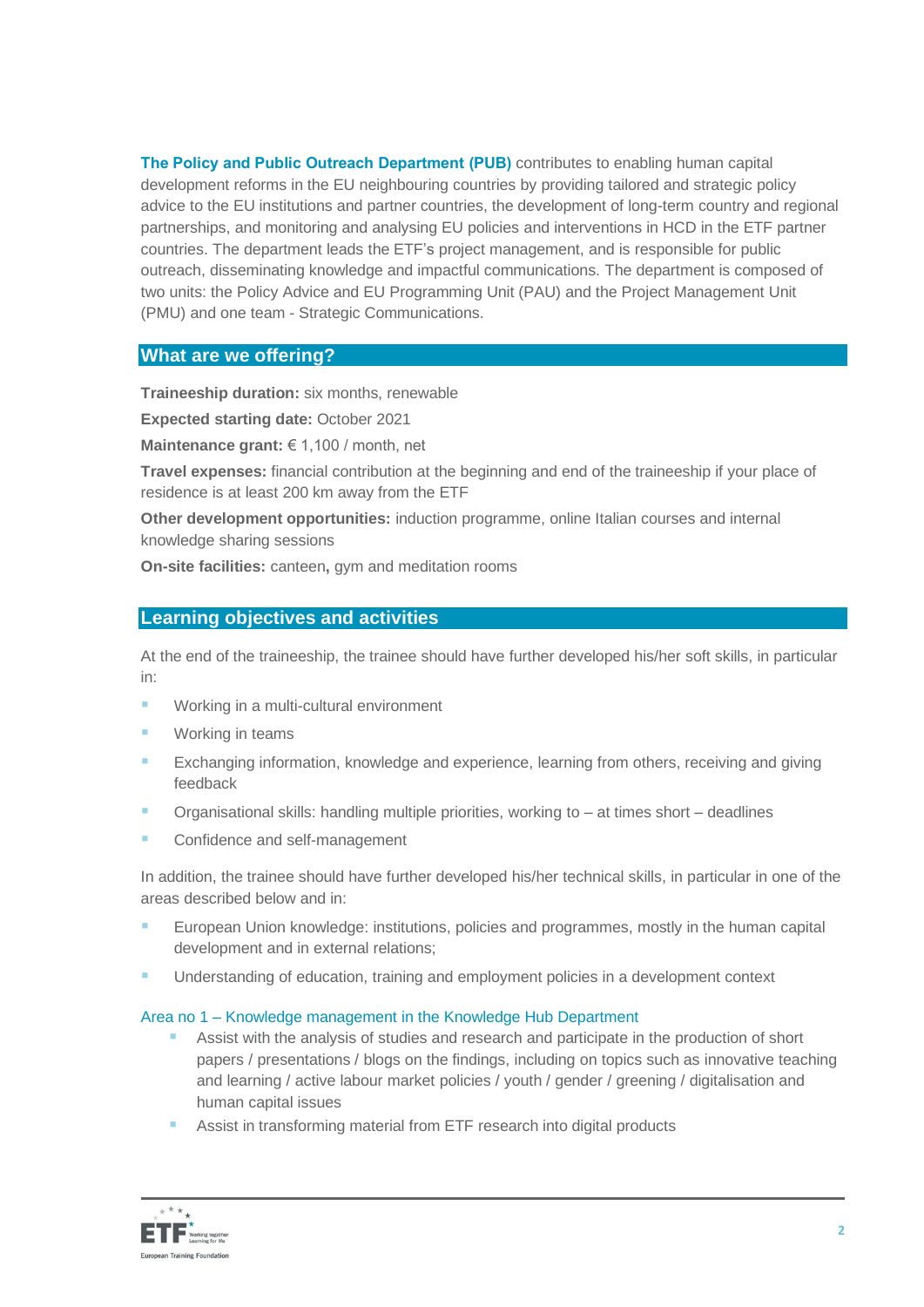**The Policy and Public Outreach Department (PUB)** contributes to enabling human capital development reforms in the EU neighbouring countries by providing tailored and strategic policy advice to the EU institutions and partner countries, the development of long-term country and regional partnerships, and monitoring and analysing EU policies and interventions in HCD in the ETF partner countries. The department leads the ETF's project management, and is responsible for public outreach, disseminating knowledge and impactful communications. The department is composed of two units: the Policy Advice and EU Programming Unit (PAU) and the Project Management Unit (PMU) and one team - Strategic Communications.

## What are we offering?

**Traineeship duration:** six months, renewable

**Expected starting date:** October 2021

**Maintenance grant:** € 1,100 / month, net

**Travel expenses:** financial contribution at the beginning and end of the traineeship if your place of residence is at least 200 km away from the ETF

**Other development opportunities:** induction programme, online Italian courses and internal knowledge sharing sessions

**On-site facilities:** canteen**,** gym and meditation rooms

## Learning objectives and activities

At the end of the traineeship, the trainee should have further developed his/her soft skills, in particular in:

- Working in a multi-cultural environment
- Working in teams
- Exchanging information, knowledge and experience, learning from others, receiving and giving feedback
- Organisational skills: handling multiple priorities, working to – at times short – deadlines
- Confidence and self-management

In addition, the trainee should have further developed his/her technical skills, in particular in one of the areas described below and in:

- European Union knowledge: institutions, policies and programmes, mostly in the human capital development and in external relations;
- Understanding of education, training and employment policies in a development context

### Area no 1 – Knowledge management in the Knowledge Hub Department

- Assist with the analysis of studies and research and participate in the production of short papers / presentations / blogs on the findings, including on topics such as innovative teaching and learning / active labour market policies / youth / gender / greening / digitalisation and human capital issues
- Assist in transforming material from ETF research into digital products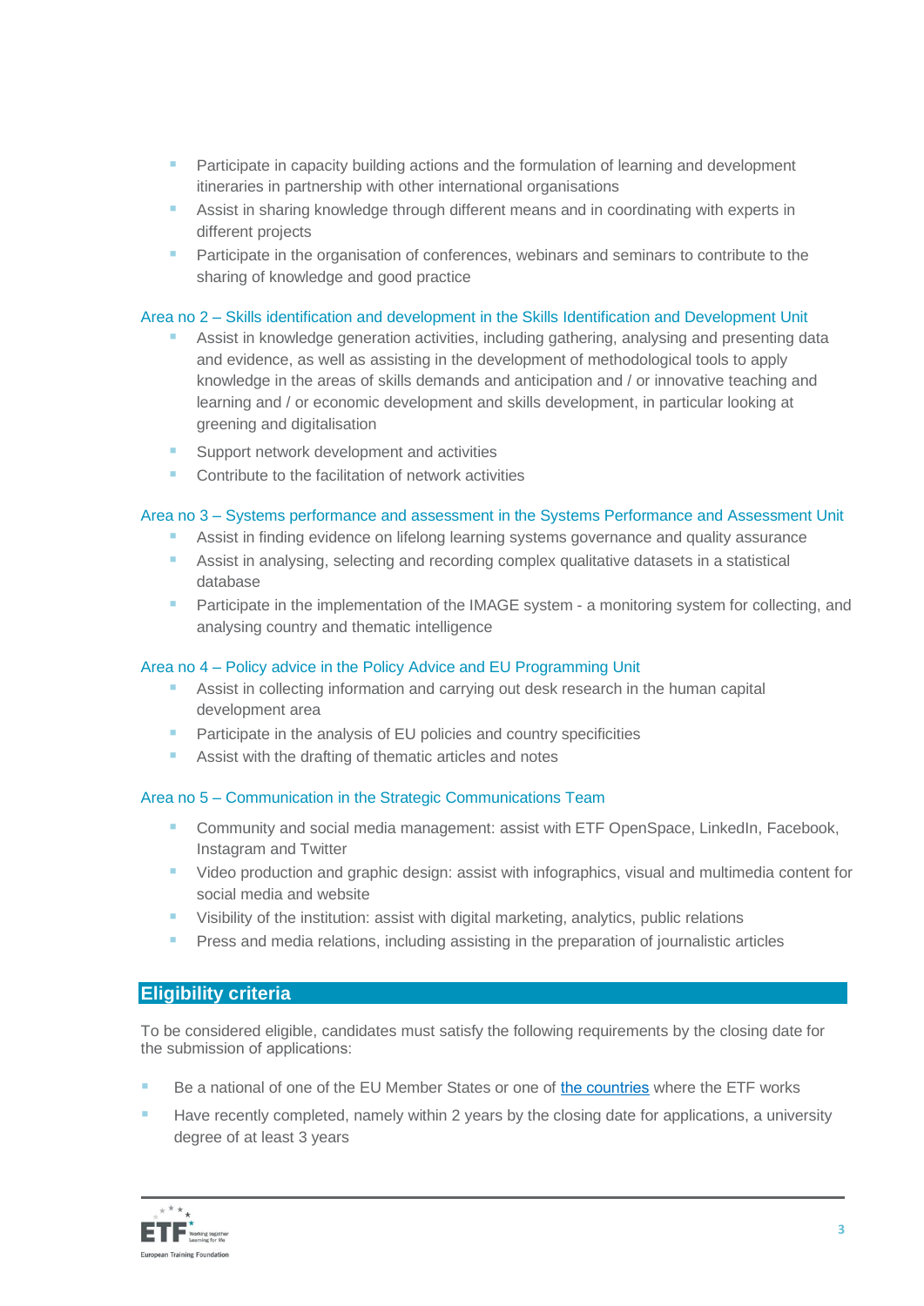- Participate in capacity building actions and the formulation of learning and development itineraries in partnership with other international organisations
- Assist in sharing knowledge through different means and in coordinating with experts in different projects
- Participate in the organisation of conferences, webinars and seminars to contribute to the sharing of knowledge and good practice

### Area no 2 – Skills identification and development in the Skills Identification and Development Unit

- Assist in knowledge generation activities, including gathering, analysing and presenting data and evidence, as well as assisting in the development of methodological tools to apply knowledge in the areas of skills demands and anticipation and / or innovative teaching and learning and / or economic development and skills development, in particular looking at greening and digitalisation
- Support network development and activities
- Contribute to the facilitation of network activities

### Area no 3 – Systems performance and assessment in the Systems Performance and Assessment Unit

- Assist in finding evidence on lifelong learning systems governance and quality assurance
- Assist in analysing, selecting and recording complex qualitative datasets in a statistical database
- Participate in the implementation of the IMAGE system - a monitoring system for collecting, and analysing country and thematic intelligence

### Area no 4 – Policy advice in the Policy Advice and EU Programming Unit

- Assist in collecting information and carrying out desk research in the human capital development area
- Participate in the analysis of EU policies and country specificities
- Assist with the drafting of thematic articles and notes

### Area no 5 – Communication in the Strategic Communications Team

- Community and social media management: assist with ETF OpenSpace, LinkedIn, Facebook, Instagram and Twitter
- Video production and graphic design: assist with infographics, visual and multimedia content for social media and website
- Visibility of the institution: assist with digital marketing, analytics, public relations
- Press and media relations, including assisting in the preparation of journalistic articles

## Eligibility criteria

To be considered eligible, candidates must satisfy the following requirements by the closing date for the submission of applications:

- Be a national of one of the EU Member States or one of [the countries](#) where the ETF works
- Have recently completed, namely within 2 years by the closing date for applications, a university degree of at least 3 years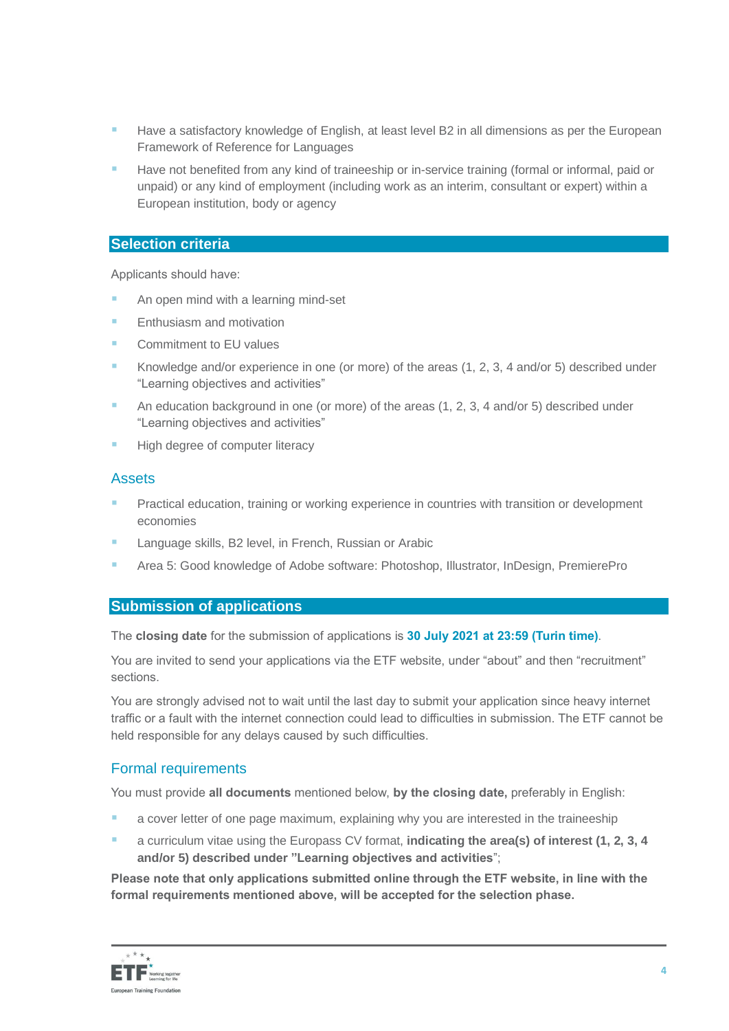- Have a satisfactory knowledge of English, at least level B2 in all dimensions as per the European Framework of Reference for Languages
- Have not benefited from any kind of traineeship or in-service training (formal or informal, paid or unpaid) or any kind of employment (including work as an interim, consultant or expert) within a European institution, body or agency

## Selection criteria

Applicants should have:

- An open mind with a learning mind-set
- Enthusiasm and motivation
- Commitment to EU values
- Knowledge and/or experience in one (or more) of the areas (1, 2, 3, 4 and/or 5) described under "Learning objectives and activities"
- An education background in one (or more) of the areas (1, 2, 3, 4 and/or 5) described under "Learning objectives and activities"
- High degree of computer literacy

### Assets

- Practical education, training or working experience in countries with transition or development economies
- Language skills, B2 level, in French, Russian or Arabic
- Area 5: Good knowledge of Adobe software: Photoshop, Illustrator, InDesign, PremierePro

## Submission of applications

The **closing date** for the submission of applications is **30 July 2021 at 23:59 (Turin time)**.

You are invited to send your applications via the ETF website, under "about" and then "recruitment" sections.

You are strongly advised not to wait until the last day to submit your application since heavy internet traffic or a fault with the internet connection could lead to difficulties in submission. The ETF cannot be held responsible for any delays caused by such difficulties.

### Formal requirements

You must provide **all documents** mentioned below, **by the closing date,** preferably in English:

- a cover letter of one page maximum, explaining why you are interested in the traineeship
- a curriculum vitae using the Europass CV format, **indicating the area(s) of interest (1, 2, 3, 4 and/or 5) described under "Learning objectives and activities"**;

**Please note that only applications submitted online through the ETF website, in line with the formal requirements mentioned above, will be accepted for the selection phase.**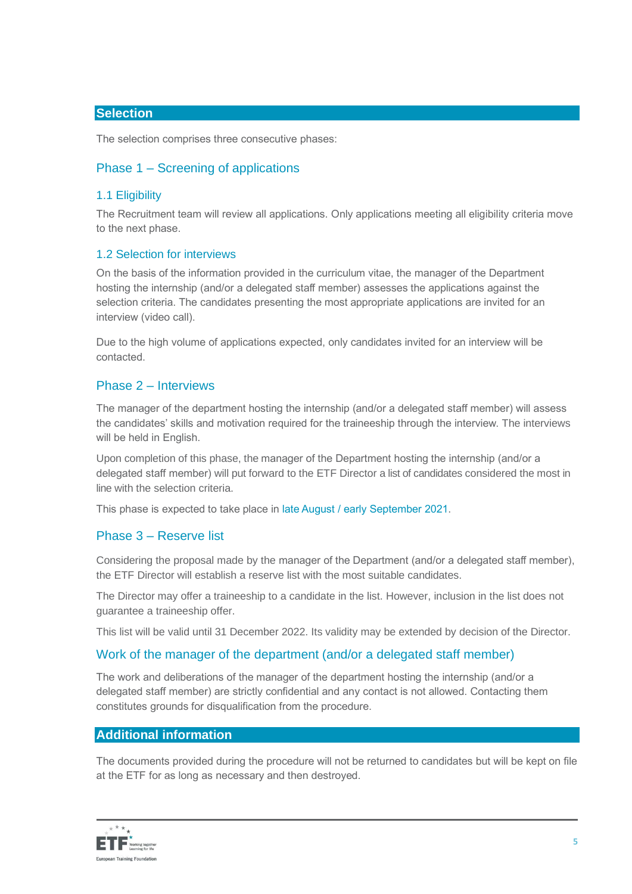## Selection

The selection comprises three consecutive phases:

### Phase 1 – Screening of applications

#### 1.1 Eligibility

The Recruitment team will review all applications. Only applications meeting all eligibility criteria move to the next phase.

#### 1.2 Selection for interviews

On the basis of the information provided in the curriculum vitae, the manager of the Department hosting the internship (and/or a delegated staff member) assesses the applications against the selection criteria. The candidates presenting the most appropriate applications are invited for an interview (video call).

Due to the high volume of applications expected, only candidates invited for an interview will be contacted.

### Phase 2 – Interviews

The manager of the department hosting the internship (and/or a delegated staff member) will assess the candidates' skills and motivation required for the traineeship through the interview. The interviews will be held in English.

Upon completion of this phase, the manager of the Department hosting the internship (and/or a delegated staff member) will put forward to the ETF Director a list of candidates considered the most in line with the selection criteria.

This phase is expected to take place in late August / early September 2021.

### Phase 3 – Reserve list

Considering the proposal made by the manager of the Department (and/or a delegated staff member), the ETF Director will establish a reserve list with the most suitable candidates.

The Director may offer a traineeship to a candidate in the list. However, inclusion in the list does not guarantee a traineeship offer.

This list will be valid until 31 December 2022. Its validity may be extended by decision of the Director.

### Work of the manager of the department (and/or a delegated staff member)

The work and deliberations of the manager of the department hosting the internship (and/or a delegated staff member) are strictly confidential and any contact is not allowed. Contacting them constitutes grounds for disqualification from the procedure.

## Additional information

The documents provided during the procedure will not be returned to candidates but will be kept on file at the ETF for as long as necessary and then destroyed.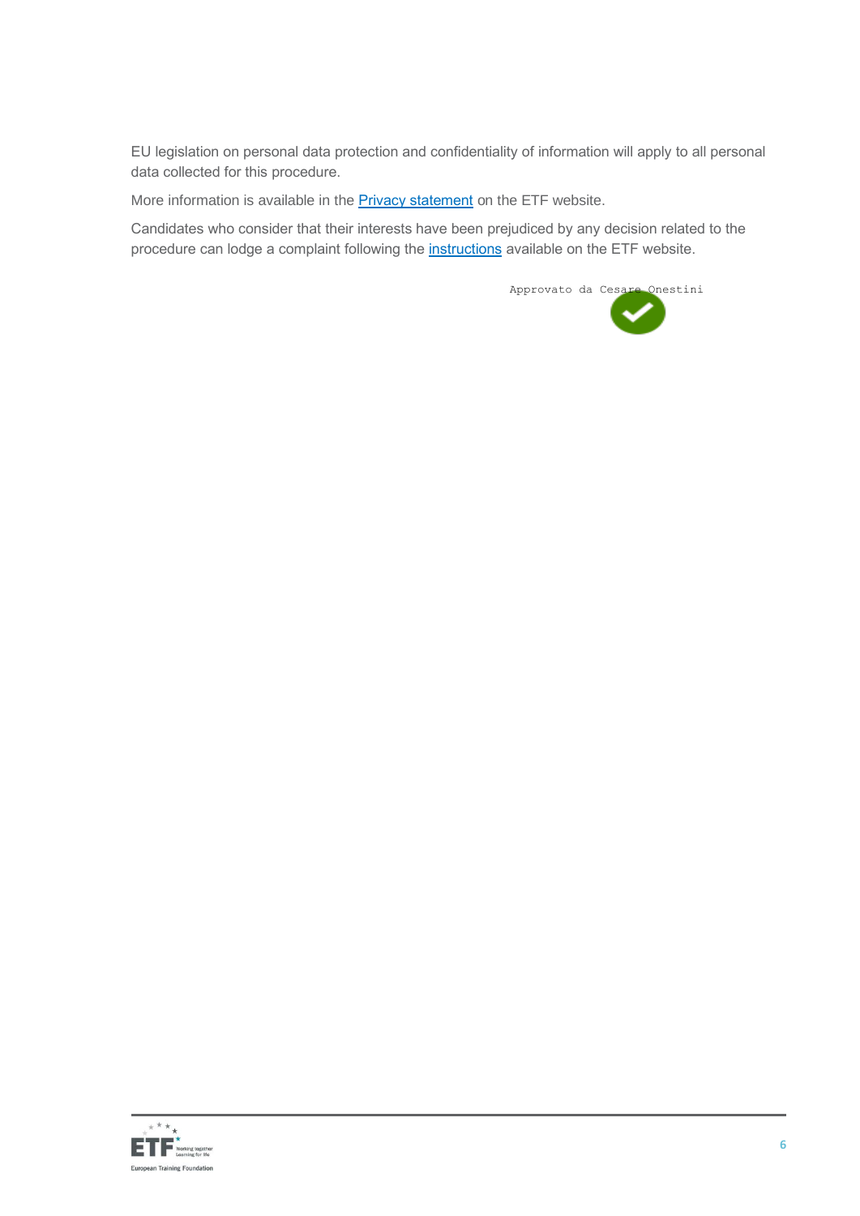EU legislation on personal data protection and confidentiality of information will apply to all personal data collected for this procedure.

More information is available in the Privacy statement on the ETF website.

Candidates who consider that their interests have been prejudiced by any decision related to the procedure can lodge a complaint following the instructions available on the ETF website.

Approvato da Cesare Onestini